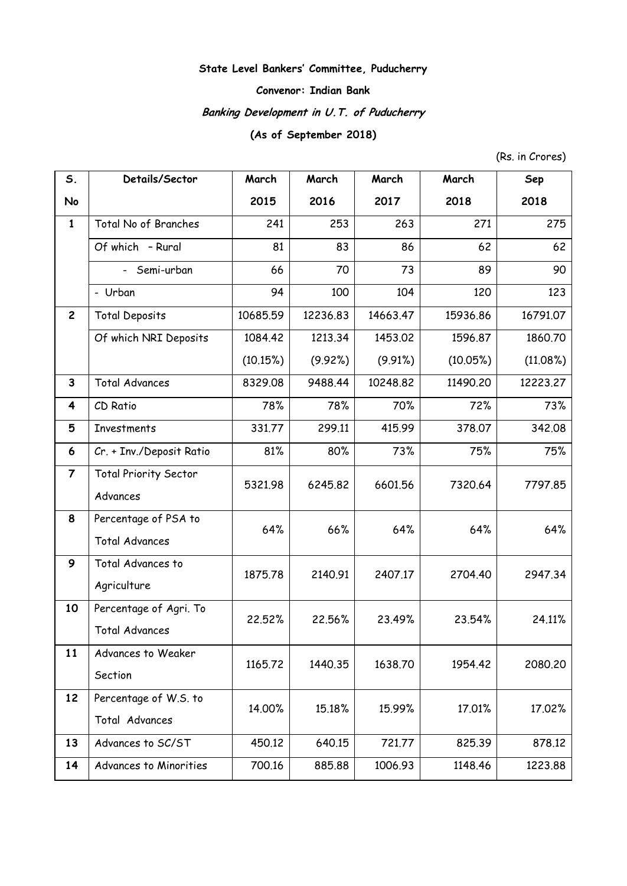**State Level Bankers' Committee, Puducherry**

**Convenor: Indian Bank**

***Banking Development in U.T. of Puducherry***

**(As of September 2018)**

(Rs. in Crores)

| S. No | Details/Sector | March 2015 | March 2016 | March 2017 | March 2018 | Sep 2018 |
|---|---|---|---|---|---|---|
| 1 | Total No of Branches | 241 | 253 | 263 | 271 | 275 |
| | Of which - Rural | 81 | 83 | 86 | 62 | 62 |
| | - Semi-urban | 66 | 70 | 73 | 89 | 90 |
| | - Urban | 94 | 100 | 104 | 120 | 123 |
| 2 | Total Deposits | 10685.59 | 12236.83 | 14663.47 | 15936.86 | 16791.07 |
| | Of which NRI Deposits | 1084.42 (10.15%) | 1213.34 (9.92%) | 1453.02 (9.91%) | 1596.87 (10.05%) | 1860.70 (11.08%) |
| 3 | Total Advances | 8329.08 | 9488.44 | 10248.82 | 11490.20 | 12223.27 |
| 4 | CD Ratio | 78% | 78% | 70% | 72% | 73% |
| 5 | Investments | 331.77 | 299.11 | 415.99 | 378.07 | 342.08 |
| 6 | Cr. + Inv./Deposit Ratio | 81% | 80% | 73% | 75% | 75% |
| 7 | Total Priority Sector Advances | 5321.98 | 6245.82 | 6601.56 | 7320.64 | 7797.85 |
| 8 | Percentage of PSA to Total Advances | 64% | 66% | 64% | 64% | 64% |
| 9 | Total Advances to Agriculture | 1875.78 | 2140.91 | 2407.17 | 2704.40 | 2947.34 |
| 10 | Percentage of Agri. To Total Advances | 22.52% | 22.56% | 23.49% | 23.54% | 24.11% |
| 11 | Advances to Weaker Section | 1165.72 | 1440.35 | 1638.70 | 1954.42 | 2080.20 |
| 12 | Percentage of W.S. to Total Advances | 14.00% | 15.18% | 15.99% | 17.01% | 17.02% |
| 13 | Advances to SC/ST | 450.12 | 640.15 | 721.77 | 825.39 | 878.12 |
| 14 | Advances to Minorities | 700.16 | 885.88 | 1006.93 | 1148.46 | 1223.88 |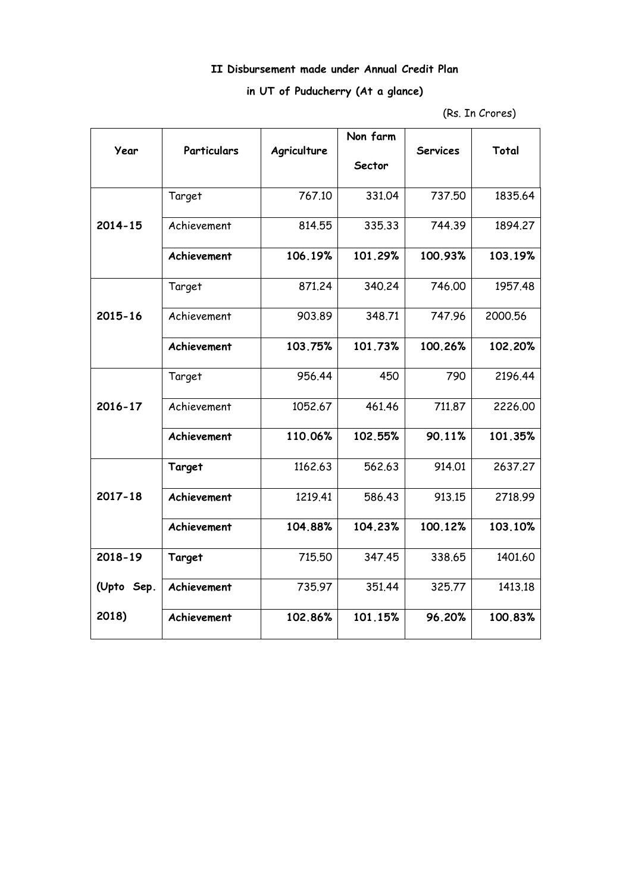**II Disbursement made under Annual Credit Plan**

**in UT of Puducherry (At a glance)**

(Rs. In Crores)

| Year | Particulars | Agriculture | Non farm Sector | Services | Total |
|---|---|---|---|---|---|
| **2014-15** | Target | 767.10 | 331.04 | 737.50 | 1835.64 |
| | Achievement | 814.55 | 335.33 | 744.39 | 1894.27 |
| | **Achievement** | **106.19%** | **101.29%** | **100.93%** | **103.19%** |
| **2015-16** | Target | 871.24 | 340.24 | 746.00 | 1957.48 |
| | Achievement | 903.89 | 348.71 | 747.96 | 2000.56 |
| | **Achievement** | **103.75%** | **101.73%** | **100.26%** | **102.20%** |
| **2016-17** | Target | 956.44 | 450 | 790 | 2196.44 |
| | Achievement | 1052.67 | 461.46 | 711.87 | 2226.00 |
| | **Achievement** | **110.06%** | **102.55%** | **90.11%** | **101.35%** |
| **2017-18** | **Target** | 1162.63 | 562.63 | 914.01 | 2637.27 |
| | **Achievement** | 1219.41 | 586.43 | 913.15 | 2718.99 |
| | **Achievement** | **104.88%** | **104.23%** | **100.12%** | **103.10%** |
| **2018-19 (Upto Sep. 2018)** | **Target** | 715.50 | 347.45 | 338.65 | 1401.60 |
| | **Achievement** | 735.97 | 351.44 | 325.77 | 1413.18 |
| | **Achievement** | **102.86%** | **101.15%** | **96.20%** | **100.83%** |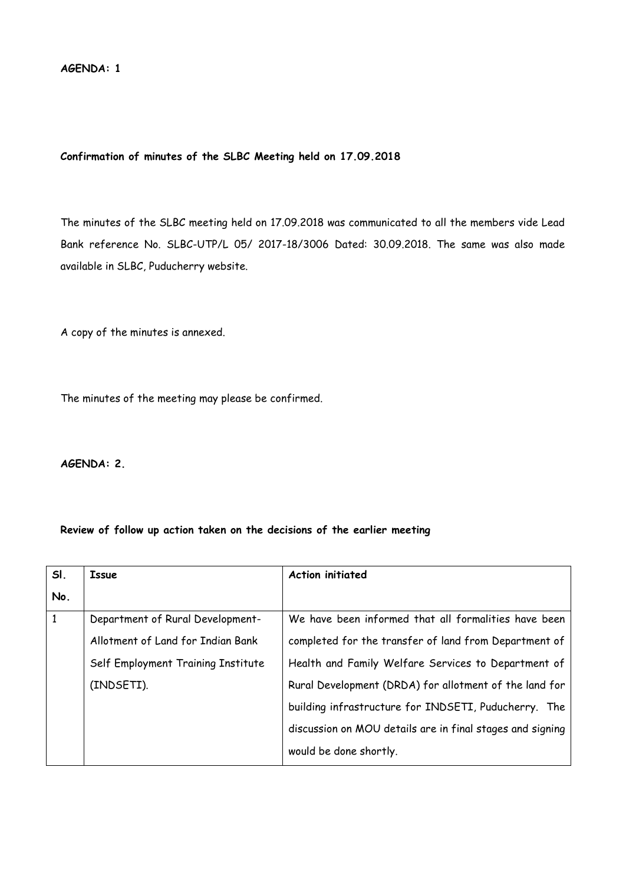**AGENDA: 1**

**Confirmation of minutes of the SLBC Meeting held on 17.09.2018**

The minutes of the SLBC meeting held on 17.09.2018 was communicated to all the members vide Lead Bank reference No. SLBC-UTP/L 05/ 2017-18/3006 Dated: 30.09.2018. The same was also made available in SLBC, Puducherry website.

A copy of the minutes is annexed.

The minutes of the meeting may please be confirmed.

**AGENDA: 2.**

**Review of follow up action taken on the decisions of the earlier meeting**

| Sl. No. | Issue | Action initiated |
|---|---|---|
| 1 | Department of Rural Development- Allotment of Land for Indian Bank Self Employment Training Institute (INDSETI). | We have been informed that all formalities have been completed for the transfer of land from Department of Health and Family Welfare Services to Department of Rural Development (DRDA) for allotment of the land for building infrastructure for INDSETI, Puducherry. The discussion on MOU details are in final stages and signing would be done shortly. |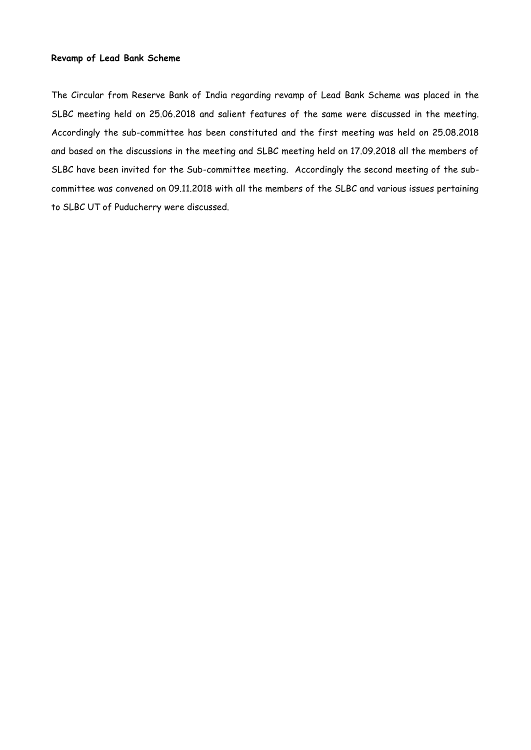**Revamp of Lead Bank Scheme**

The Circular from Reserve Bank of India regarding revamp of Lead Bank Scheme was placed in the SLBC meeting held on 25.06.2018 and salient features of the same were discussed in the meeting. Accordingly the sub-committee has been constituted and the first meeting was held on 25.08.2018 and based on the discussions in the meeting and SLBC meeting held on 17.09.2018 all the members of SLBC have been invited for the Sub-committee meeting. Accordingly the second meeting of the sub-committee was convened on 09.11.2018 with all the members of the SLBC and various issues pertaining to SLBC UT of Puducherry were discussed.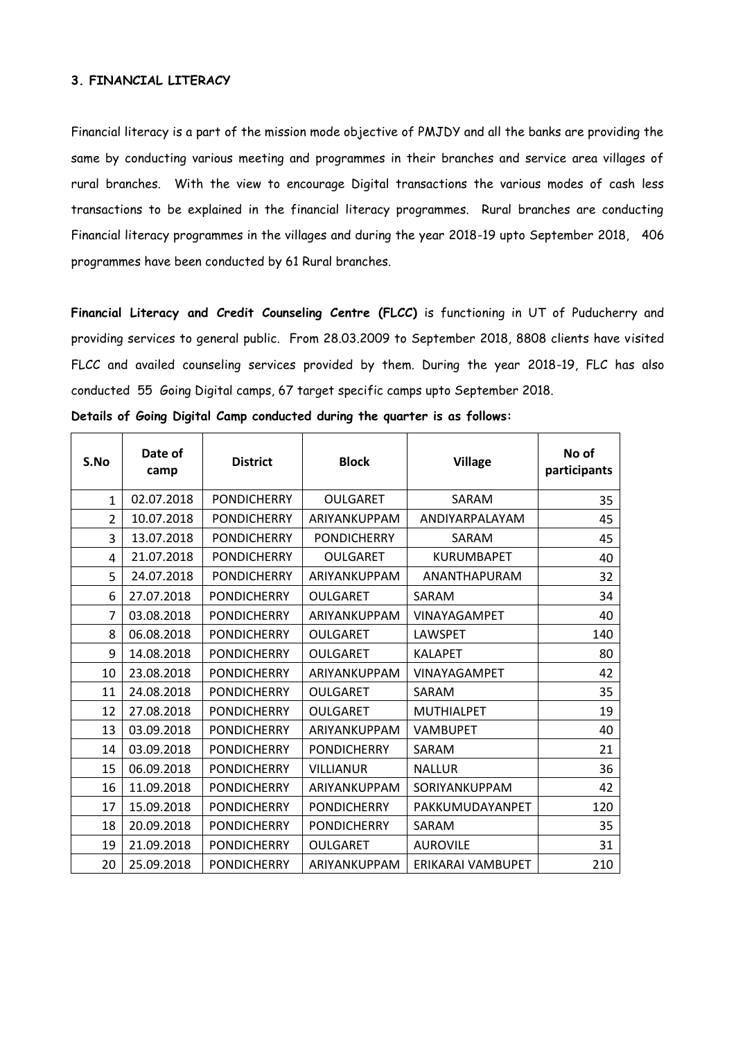### 3. FINANCIAL LITERACY

Financial literacy is a part of the mission mode objective of PMJDY and all the banks are providing the same by conducting various meeting and programmes in their branches and service area villages of rural branches. With the view to encourage Digital transactions the various modes of cash less transactions to be explained in the financial literacy programmes. Rural branches are conducting Financial literacy programmes in the villages and during the year 2018-19 upto September 2018, 406 programmes have been conducted by 61 Rural branches.

**Financial Literacy and Credit Counseling Centre (FLCC)** is functioning in UT of Puducherry and providing services to general public. From 28.03.2009 to September 2018, 8808 clients have visited FLCC and availed counseling services provided by them. During the year 2018-19, FLC has also conducted 55 Going Digital camps, 67 target specific camps upto September 2018.

**Details of Going Digital Camp conducted during the quarter is as follows:**

| S.No | Date of camp | District | Block | Village | No of participants |
|---|---|---|---|---|---|
| 1 | 02.07.2018 | PONDICHERRY | OULGARET | SARAM | 35 |
| 2 | 10.07.2018 | PONDICHERRY | ARIYANKUPPAM | ANDIYARPALAYAM | 45 |
| 3 | 13.07.2018 | PONDICHERRY | PONDICHERRY | SARAM | 45 |
| 4 | 21.07.2018 | PONDICHERRY | OULGARET | KURUMBAPET | 40 |
| 5 | 24.07.2018 | PONDICHERRY | ARIYANKUPPAM | ANANTHAPURAM | 32 |
| 6 | 27.07.2018 | PONDICHERRY | OULGARET | SARAM | 34 |
| 7 | 03.08.2018 | PONDICHERRY | ARIYANKUPPAM | VINAYAGAMPET | 40 |
| 8 | 06.08.2018 | PONDICHERRY | OULGARET | LAWSPET | 140 |
| 9 | 14.08.2018 | PONDICHERRY | OULGARET | KALAPET | 80 |
| 10 | 23.08.2018 | PONDICHERRY | ARIYANKUPPAM | VINAYAGAMPET | 42 |
| 11 | 24.08.2018 | PONDICHERRY | OULGARET | SARAM | 35 |
| 12 | 27.08.2018 | PONDICHERRY | OULGARET | MUTHIALPET | 19 |
| 13 | 03.09.2018 | PONDICHERRY | ARIYANKUPPAM | VAMBUPET | 40 |
| 14 | 03.09.2018 | PONDICHERRY | PONDICHERRY | SARAM | 21 |
| 15 | 06.09.2018 | PONDICHERRY | VILLIANUR | NALLUR | 36 |
| 16 | 11.09.2018 | PONDICHERRY | ARIYANKUPPAM | SORIYANKUPPAM | 42 |
| 17 | 15.09.2018 | PONDICHERRY | PONDICHERRY | PAKKUMUDAYANPET | 120 |
| 18 | 20.09.2018 | PONDICHERRY | PONDICHERRY | SARAM | 35 |
| 19 | 21.09.2018 | PONDICHERRY | OULGARET | AUROVILE | 31 |
| 20 | 25.09.2018 | PONDICHERRY | ARIYANKUPPAM | ERIKARAI VAMBUPET | 210 |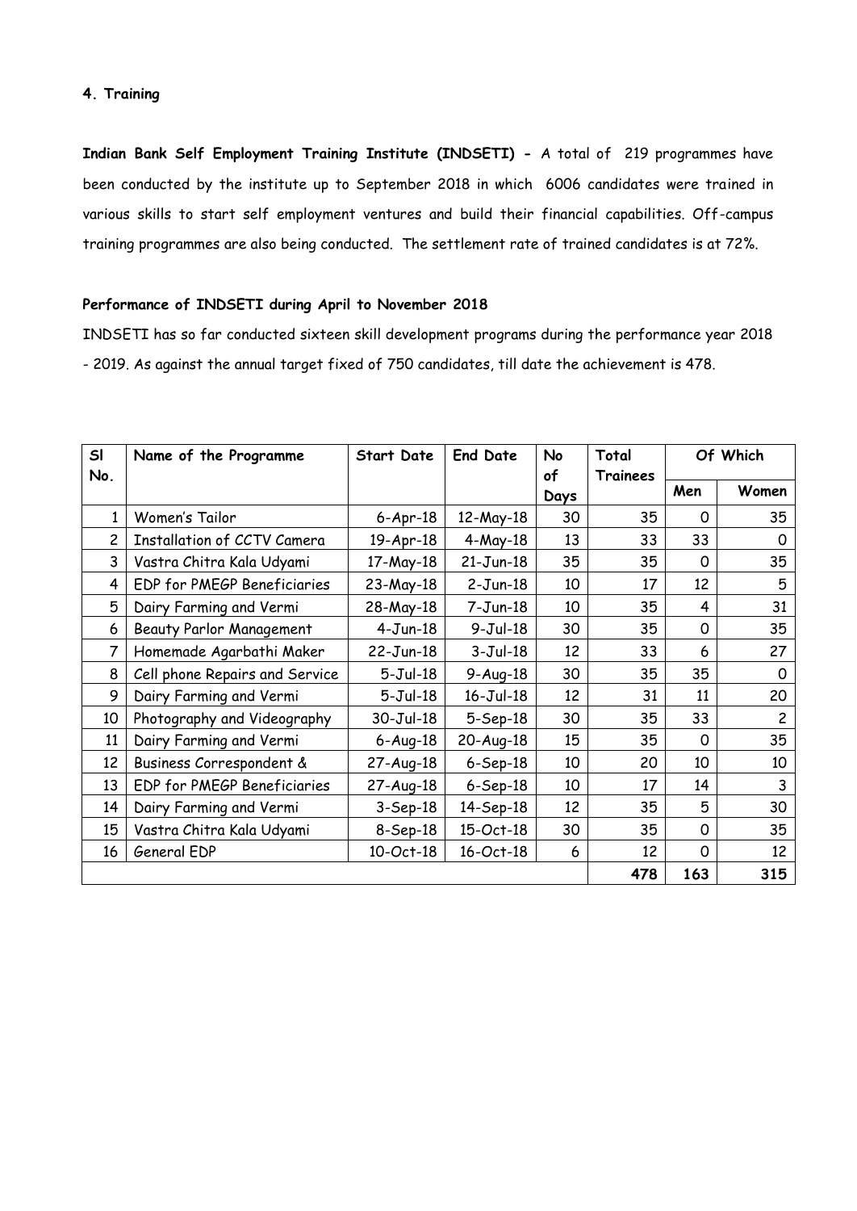**4. Training**

**Indian Bank Self Employment Training Institute (INDSETI) -** A total of 219 programmes have been conducted by the institute up to September 2018 in which 6006 candidates were trained in various skills to start self employment ventures and build their financial capabilities. Off-campus training programmes are also being conducted. The settlement rate of trained candidates is at 72%.

**Performance of INDSETI during April to November 2018**

INDSETI has so far conducted sixteen skill development programs during the performance year 2018 - 2019. As against the annual target fixed of 750 candidates, till date the achievement is 478.

| Sl No. | Name of the Programme | Start Date | End Date | No of Days | Total Trainees | Of Which | |
|---|---|---|---|---|---|---|---|
| | | | | | | Men | Women |
| 1 | Women's Tailor | 6-Apr-18 | 12-May-18 | 30 | 35 | 0 | 35 |
| 2 | Installation of CCTV Camera | 19-Apr-18 | 4-May-18 | 13 | 33 | 33 | 0 |
| 3 | Vastra Chitra Kala Udyami | 17-May-18 | 21-Jun-18 | 35 | 35 | 0 | 35 |
| 4 | EDP for PMEGP Beneficiaries | 23-May-18 | 2-Jun-18 | 10 | 17 | 12 | 5 |
| 5 | Dairy Farming and Vermi | 28-May-18 | 7-Jun-18 | 10 | 35 | 4 | 31 |
| 6 | Beauty Parlor Management | 4-Jun-18 | 9-Jul-18 | 30 | 35 | 0 | 35 |
| 7 | Homemade Agarbathi Maker | 22-Jun-18 | 3-Jul-18 | 12 | 33 | 6 | 27 |
| 8 | Cell phone Repairs and Service | 5-Jul-18 | 9-Aug-18 | 30 | 35 | 35 | 0 |
| 9 | Dairy Farming and Vermi | 5-Jul-18 | 16-Jul-18 | 12 | 31 | 11 | 20 |
| 10 | Photography and Videography | 30-Jul-18 | 5-Sep-18 | 30 | 35 | 33 | 2 |
| 11 | Dairy Farming and Vermi | 6-Aug-18 | 20-Aug-18 | 15 | 35 | 0 | 35 |
| 12 | Business Correspondent & | 27-Aug-18 | 6-Sep-18 | 10 | 20 | 10 | 10 |
| 13 | EDP for PMEGP Beneficiaries | 27-Aug-18 | 6-Sep-18 | 10 | 17 | 14 | 3 |
| 14 | Dairy Farming and Vermi | 3-Sep-18 | 14-Sep-18 | 12 | 35 | 5 | 30 |
| 15 | Vastra Chitra Kala Udyami | 8-Sep-18 | 15-Oct-18 | 30 | 35 | 0 | 35 |
| 16 | General EDP | 10-Oct-18 | 16-Oct-18 | 6 | 12 | 0 | 12 |
| | | | | | **478** | **163** | **315** |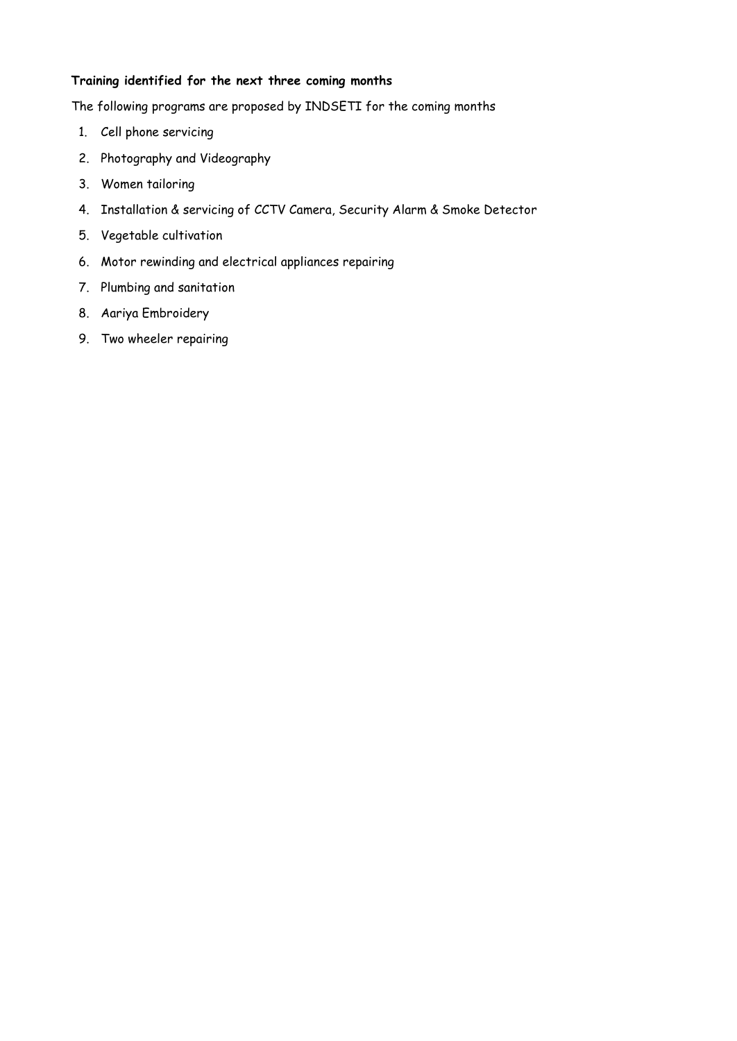**Training identified for the next three coming months**

The following programs are proposed by INDSETI for the coming months

1. Cell phone servicing
2. Photography and Videography
3. Women tailoring
4. Installation & servicing of CCTV Camera, Security Alarm & Smoke Detector
5. Vegetable cultivation
6. Motor rewinding and electrical appliances repairing
7. Plumbing and sanitation
8. Aariya Embroidery
9. Two wheeler repairing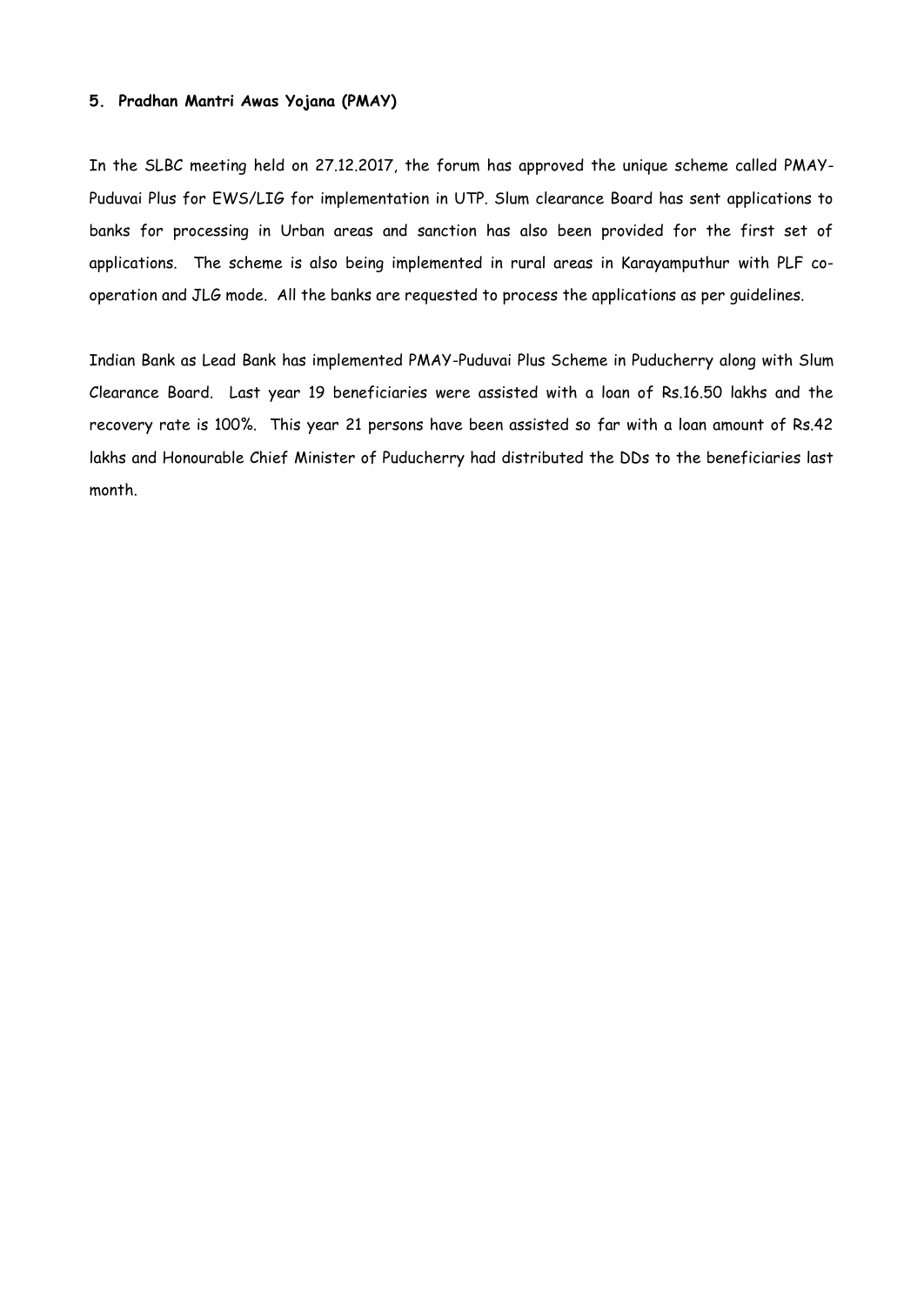**5. Pradhan Mantri Awas Yojana (PMAY)**

In the SLBC meeting held on 27.12.2017, the forum has approved the unique scheme called PMAY-Puduvai Plus for EWS/LIG for implementation in UTP. Slum clearance Board has sent applications to banks for processing in Urban areas and sanction has also been provided for the first set of applications. The scheme is also being implemented in rural areas in Karayamputhur with PLF co-operation and JLG mode. All the banks are requested to process the applications as per guidelines.

Indian Bank as Lead Bank has implemented PMAY-Puduvai Plus Scheme in Puducherry along with Slum Clearance Board. Last year 19 beneficiaries were assisted with a loan of Rs.16.50 lakhs and the recovery rate is 100%. This year 21 persons have been assisted so far with a loan amount of Rs.42 lakhs and Honourable Chief Minister of Puducherry had distributed the DDs to the beneficiaries last month.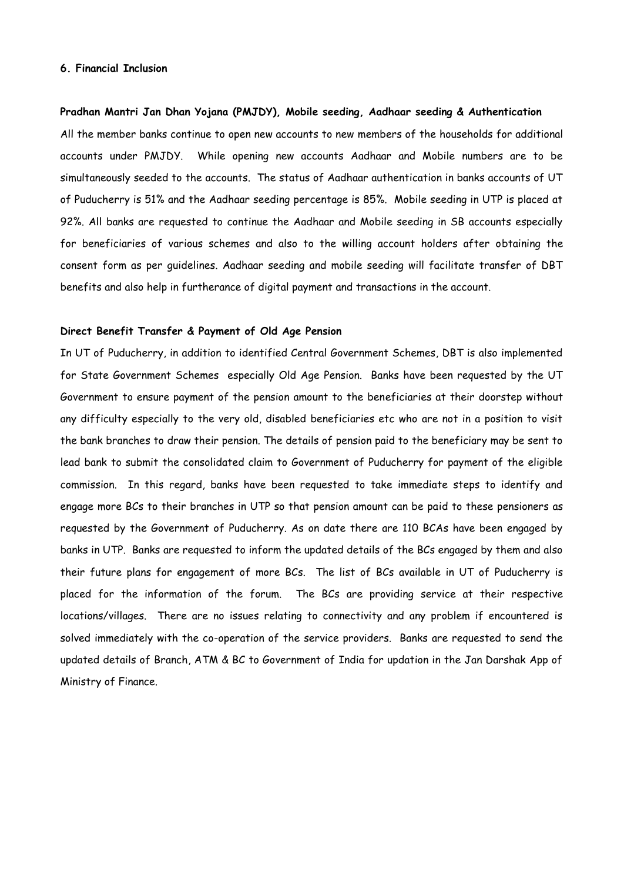## 6. Financial Inclusion

**Pradhan Mantri Jan Dhan Yojana (PMJDY), Mobile seeding, Aadhaar seeding & Authentication**

All the member banks continue to open new accounts to new members of the households for additional accounts under PMJDY. While opening new accounts Aadhaar and Mobile numbers are to be simultaneously seeded to the accounts. The status of Aadhaar authentication in banks accounts of UT of Puducherry is 51% and the Aadhaar seeding percentage is 85%. Mobile seeding in UTP is placed at 92%. All banks are requested to continue the Aadhaar and Mobile seeding in SB accounts especially for beneficiaries of various schemes and also to the willing account holders after obtaining the consent form as per guidelines. Aadhaar seeding and mobile seeding will facilitate transfer of DBT benefits and also help in furtherance of digital payment and transactions in the account.

**Direct Benefit Transfer & Payment of Old Age Pension**

In UT of Puducherry, in addition to identified Central Government Schemes, DBT is also implemented for State Government Schemes especially Old Age Pension. Banks have been requested by the UT Government to ensure payment of the pension amount to the beneficiaries at their doorstep without any difficulty especially to the very old, disabled beneficiaries etc who are not in a position to visit the bank branches to draw their pension. The details of pension paid to the beneficiary may be sent to lead bank to submit the consolidated claim to Government of Puducherry for payment of the eligible commission. In this regard, banks have been requested to take immediate steps to identify and engage more BCs to their branches in UTP so that pension amount can be paid to these pensioners as requested by the Government of Puducherry. As on date there are 110 BCAs have been engaged by banks in UTP. Banks are requested to inform the updated details of the BCs engaged by them and also their future plans for engagement of more BCs. The list of BCs available in UT of Puducherry is placed for the information of the forum. The BCs are providing service at their respective locations/villages. There are no issues relating to connectivity and any problem if encountered is solved immediately with the co-operation of the service providers. Banks are requested to send the updated details of Branch, ATM & BC to Government of India for updation in the Jan Darshak App of Ministry of Finance.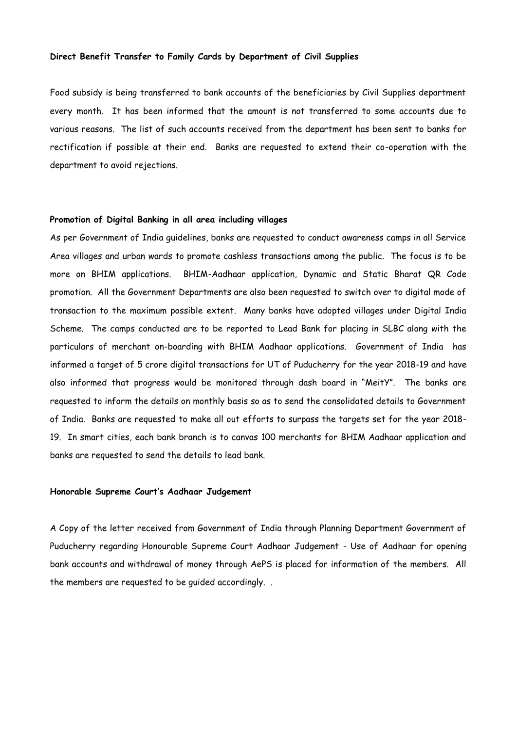**Direct Benefit Transfer to Family Cards by Department of Civil Supplies**

Food subsidy is being transferred to bank accounts of the beneficiaries by Civil Supplies department every month. It has been informed that the amount is not transferred to some accounts due to various reasons. The list of such accounts received from the department has been sent to banks for rectification if possible at their end. Banks are requested to extend their co-operation with the department to avoid rejections.

**Promotion of Digital Banking in all area including villages**

As per Government of India guidelines, banks are requested to conduct awareness camps in all Service Area villages and urban wards to promote cashless transactions among the public. The focus is to be more on BHIM applications. BHIM-Aadhaar application, Dynamic and Static Bharat QR Code promotion. All the Government Departments are also been requested to switch over to digital mode of transaction to the maximum possible extent. Many banks have adopted villages under Digital India Scheme. The camps conducted are to be reported to Lead Bank for placing in SLBC along with the particulars of merchant on-boarding with BHIM Aadhaar applications. Government of India has informed a target of 5 crore digital transactions for UT of Puducherry for the year 2018-19 and have also informed that progress would be monitored through dash board in "MeitY". The banks are requested to inform the details on monthly basis so as to send the consolidated details to Government of India. Banks are requested to make all out efforts to surpass the targets set for the year 2018-19. In smart cities, each bank branch is to canvas 100 merchants for BHIM Aadhaar application and banks are requested to send the details to lead bank.

**Honorable Supreme Court's Aadhaar Judgement**

A Copy of the letter received from Government of India through Planning Department Government of Puducherry regarding Honourable Supreme Court Aadhaar Judgement - Use of Aadhaar for opening bank accounts and withdrawal of money through AePS is placed for information of the members. All the members are requested to be guided accordingly. .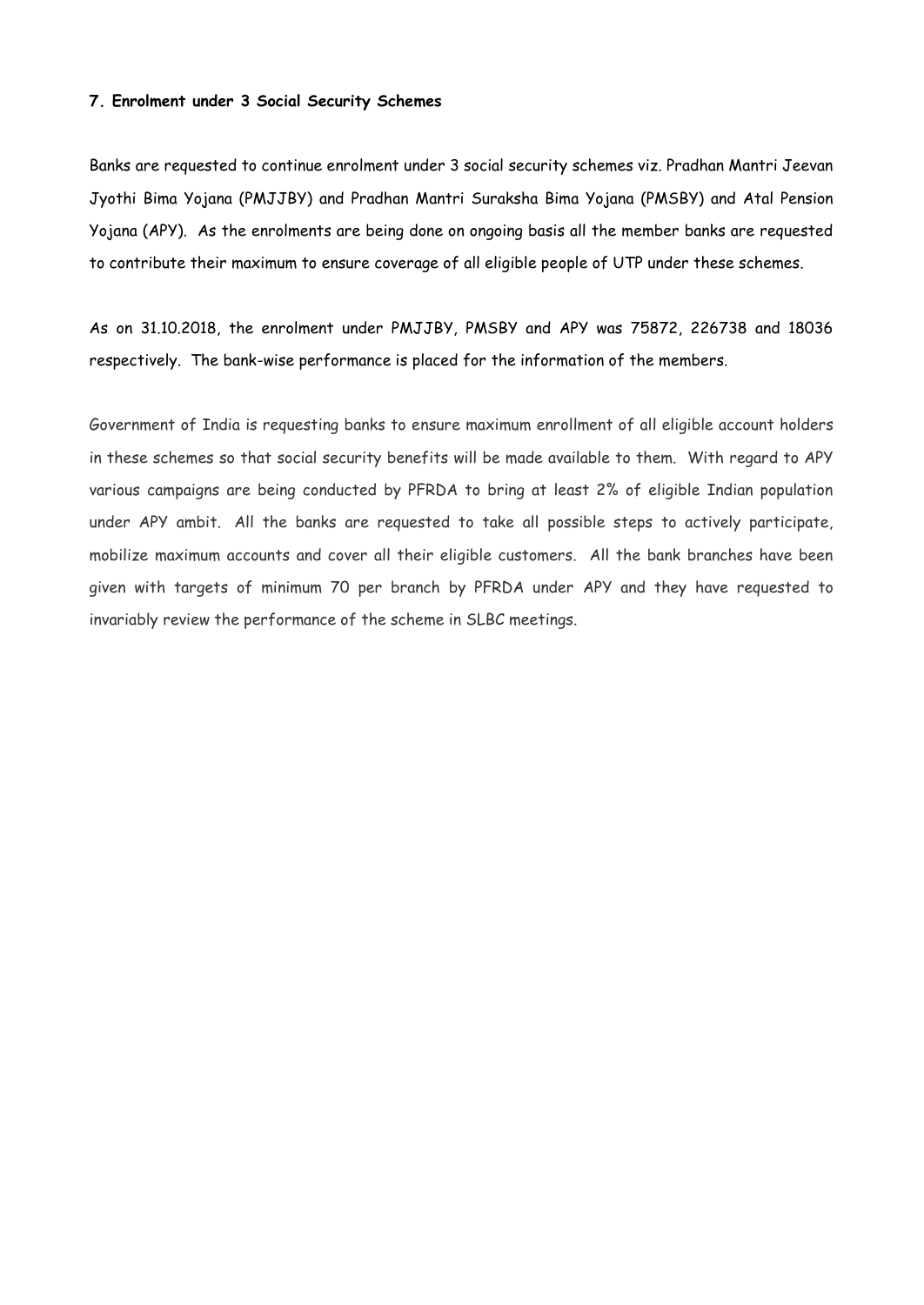**7. Enrolment under 3 Social Security Schemes**

Banks are requested to continue enrolment under 3 social security schemes viz. Pradhan Mantri Jeevan Jyothi Bima Yojana (PMJJBY) and Pradhan Mantri Suraksha Bima Yojana (PMSBY) and Atal Pension Yojana (APY). As the enrolments are being done on ongoing basis all the member banks are requested to contribute their maximum to ensure coverage of all eligible people of UTP under these schemes.

As on 31.10.2018, the enrolment under PMJJBY, PMSBY and APY was 75872, 226738 and 18036 respectively. The bank-wise performance is placed for the information of the members.

Government of India is requesting banks to ensure maximum enrollment of all eligible account holders in these schemes so that social security benefits will be made available to them. With regard to APY various campaigns are being conducted by PFRDA to bring at least 2% of eligible Indian population under APY ambit. All the banks are requested to take all possible steps to actively participate, mobilize maximum accounts and cover all their eligible customers. All the bank branches have been given with targets of minimum 70 per branch by PFRDA under APY and they have requested to invariably review the performance of the scheme in SLBC meetings.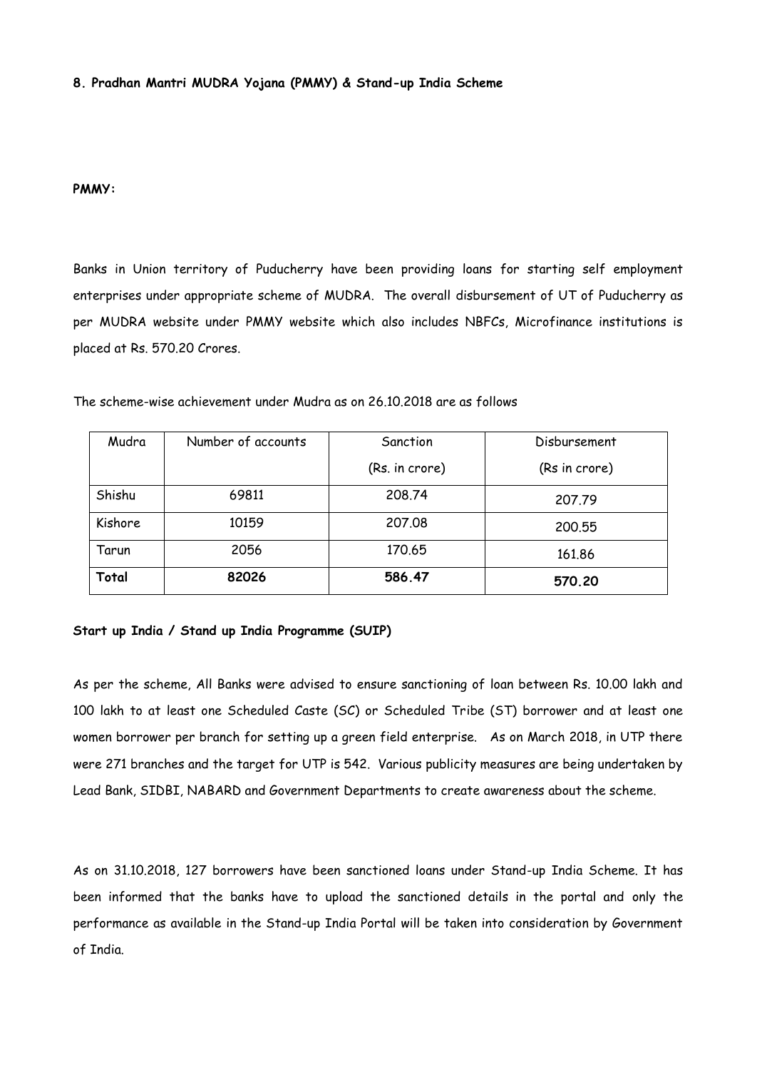**8. Pradhan Mantri MUDRA Yojana (PMMY) & Stand-up India Scheme**

**PMMY:**

Banks in Union territory of Puducherry have been providing loans for starting self employment enterprises under appropriate scheme of MUDRA. The overall disbursement of UT of Puducherry as per MUDRA website under PMMY website which also includes NBFCs, Microfinance institutions is placed at Rs. 570.20 Crores.

The scheme-wise achievement under Mudra as on 26.10.2018 are as follows

| Mudra | Number of accounts | Sanction (Rs. in crore) | Disbursement (Rs in crore) |
|---|---|---|---|
| Shishu | 69811 | 208.74 | 207.79 |
| Kishore | 10159 | 207.08 | 200.55 |
| Tarun | 2056 | 170.65 | 161.86 |
| **Total** | **82026** | **586.47** | **570.20** |

**Start up India / Stand up India Programme (SUIP)**

As per the scheme, All Banks were advised to ensure sanctioning of loan between Rs. 10.00 lakh and 100 lakh to at least one Scheduled Caste (SC) or Scheduled Tribe (ST) borrower and at least one women borrower per branch for setting up a green field enterprise. As on March 2018, in UTP there were 271 branches and the target for UTP is 542. Various publicity measures are being undertaken by Lead Bank, SIDBI, NABARD and Government Departments to create awareness about the scheme.

As on 31.10.2018, 127 borrowers have been sanctioned loans under Stand-up India Scheme. It has been informed that the banks have to upload the sanctioned details in the portal and only the performance as available in the Stand-up India Portal will be taken into consideration by Government of India.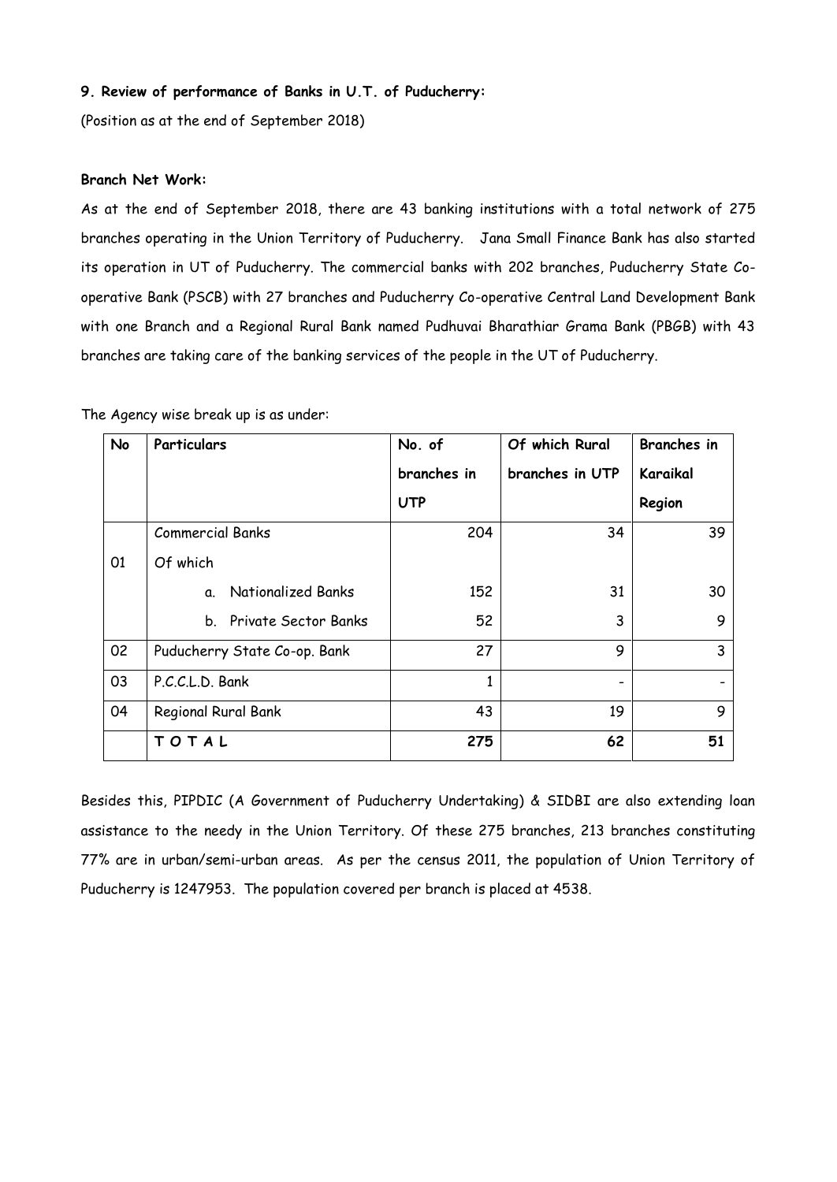**9. Review of performance of Banks in U.T. of Puducherry:**

(Position as at the end of September 2018)

**Branch Net Work:**

As at the end of September 2018, there are 43 banking institutions with a total network of 275 branches operating in the Union Territory of Puducherry. Jana Small Finance Bank has also started its operation in UT of Puducherry. The commercial banks with 202 branches, Puducherry State Co-operative Bank (PSCB) with 27 branches and Puducherry Co-operative Central Land Development Bank with one Branch and a Regional Rural Bank named Pudhuvai Bharathiar Grama Bank (PBGB) with 43 branches are taking care of the banking services of the people in the UT of Puducherry.

The Agency wise break up is as under:

| No | Particulars | No. of branches in UTP | Of which Rural branches in UTP | Branches in Karaikal Region |
|---|---|---|---|---|
| | Commercial Banks | 204 | 34 | 39 |
| 01 | Of which | | | |
| | a. Nationalized Banks | 152 | 31 | 30 |
| | b. Private Sector Banks | 52 | 3 | 9 |
| 02 | Puducherry State Co-op. Bank | 27 | 9 | 3 |
| 03 | P.C.C.L.D. Bank | 1 | - | - |
| 04 | Regional Rural Bank | 43 | 19 | 9 |
| | **T O T A L** | **275** | **62** | **51** |

Besides this, PIPDIC (A Government of Puducherry Undertaking) & SIDBI are also extending loan assistance to the needy in the Union Territory. Of these 275 branches, 213 branches constituting 77% are in urban/semi-urban areas. As per the census 2011, the population of Union Territory of Puducherry is 1247953. The population covered per branch is placed at 4538.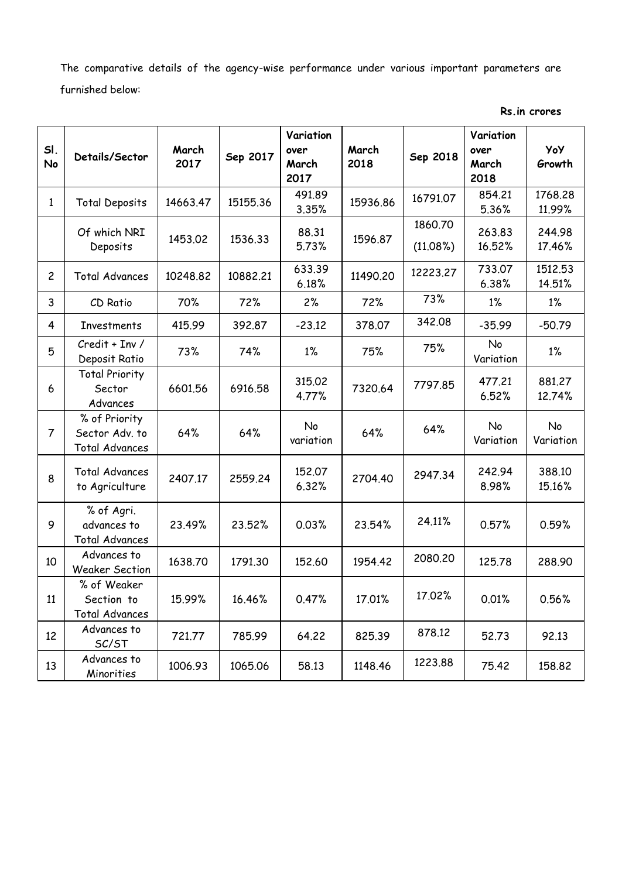The comparative details of the agency-wise performance under various important parameters are furnished below:

**Rs.in crores**

| Sl. No | Details/Sector | March 2017 | Sep 2017 | Variation over March 2017 | March 2018 | Sep 2018 | Variation over March 2018 | YoY Growth |
|---|---|---|---|---|---|---|---|---|
| 1 | Total Deposits | 14663.47 | 15155.36 | 491.89 3.35% | 15936.86 | 16791.07 | 854.21 5.36% | 1768.28 11.99% |
| | Of which NRI Deposits | 1453.02 | 1536.33 | 88.31 5.73% | 1596.87 | 1860.70 (11.08%) | 263.83 16.52% | 244.98 17.46% |
| 2 | Total Advances | 10248.82 | 10882.21 | 633.39 6.18% | 11490.20 | 12223.27 | 733.07 6.38% | 1512.53 14.51% |
| 3 | CD Ratio | 70% | 72% | 2% | 72% | 73% | 1% | 1% |
| 4 | Investments | 415.99 | 392.87 | -23.12 | 378.07 | 342.08 | -35.99 | -50.79 |
| 5 | Credit + Inv / Deposit Ratio | 73% | 74% | 1% | 75% | 75% | No Variation | 1% |
| 6 | Total Priority Sector Advances | 6601.56 | 6916.58 | 315.02 4.77% | 7320.64 | 7797.85 | 477.21 6.52% | 881.27 12.74% |
| 7 | % of Priority Sector Adv. to Total Advances | 64% | 64% | No variation | 64% | 64% | No Variation | No Variation |
| 8 | Total Advances to Agriculture | 2407.17 | 2559.24 | 152.07 6.32% | 2704.40 | 2947.34 | 242.94 8.98% | 388.10 15.16% |
| 9 | % of Agri. advances to Total Advances | 23.49% | 23.52% | 0.03% | 23.54% | 24.11% | 0.57% | 0.59% |
| 10 | Advances to Weaker Section | 1638.70 | 1791.30 | 152.60 | 1954.42 | 2080.20 | 125.78 | 288.90 |
| 11 | % of Weaker Section to Total Advances | 15.99% | 16.46% | 0.47% | 17.01% | 17.02% | 0.01% | 0.56% |
| 12 | Advances to SC/ST | 721.77 | 785.99 | 64.22 | 825.39 | 878.12 | 52.73 | 92.13 |
| 13 | Advances to Minorities | 1006.93 | 1065.06 | 58.13 | 1148.46 | 1223.88 | 75.42 | 158.82 |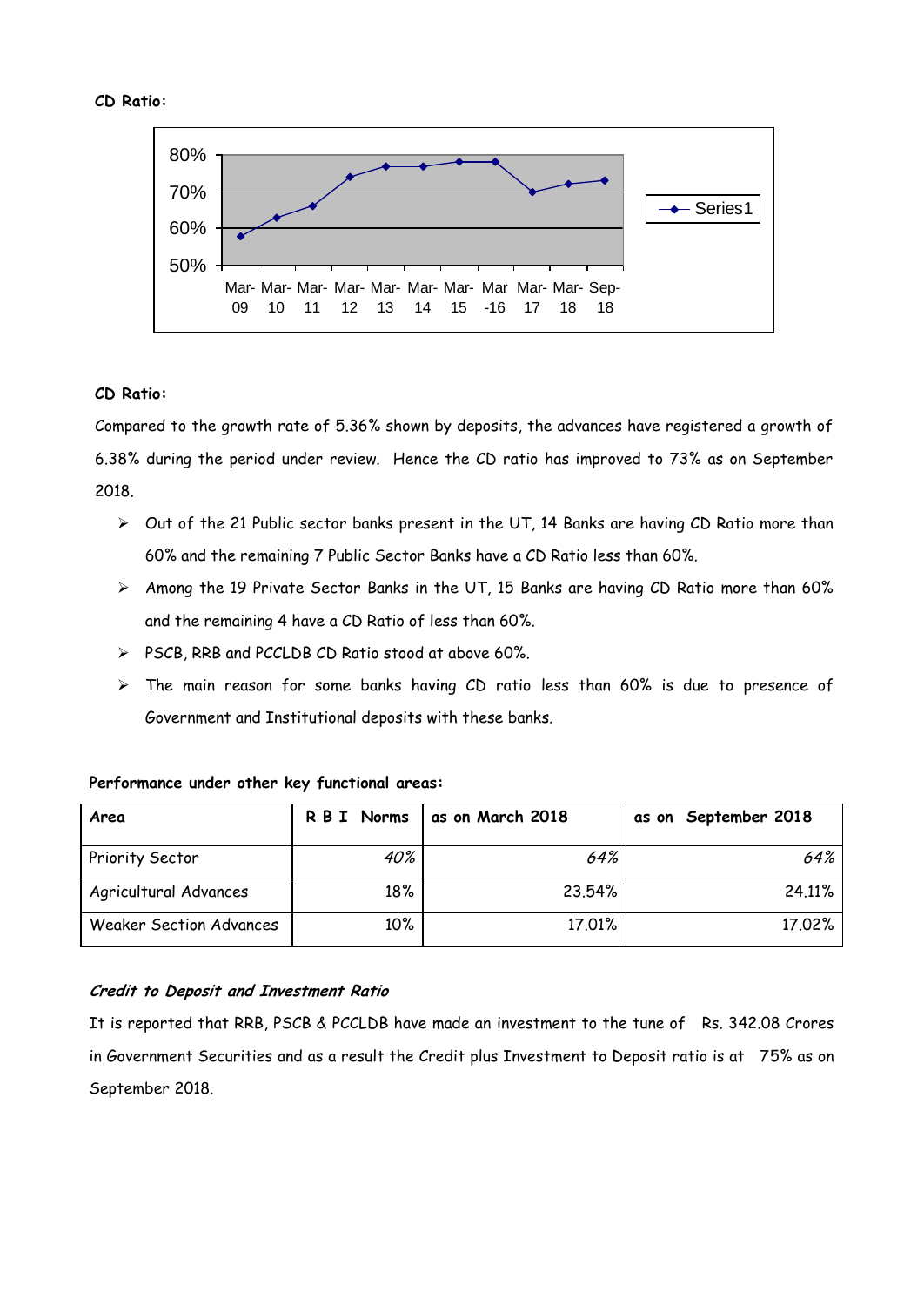**CD Ratio:**

**CD Ratio:**

Compared to the growth rate of 5.36% shown by deposits, the advances have registered a growth of 6.38% during the period under review. Hence the CD ratio has improved to 73% as on September 2018.

- Out of the 21 Public sector banks present in the UT, 14 Banks are having CD Ratio more than 60% and the remaining 7 Public Sector Banks have a CD Ratio less than 60%.
- Among the 19 Private Sector Banks in the UT, 15 Banks are having CD Ratio more than 60% and the remaining 4 have a CD Ratio of less than 60%.
- PSCB, RRB and PCCLDB CD Ratio stood at above 60%.
- The main reason for some banks having CD ratio less than 60% is due to presence of Government and Institutional deposits with these banks.

**Performance under other key functional areas:**

| Area | R B I Norms | as on March 2018 | as on September 2018 |
|---|---|---|---|
| Priority Sector | *40%* | *64%* | *64%* |
| Agricultural Advances | 18% | 23.54% | 24.11% |
| Weaker Section Advances | 10% | 17.01% | 17.02% |

***Credit to Deposit and Investment Ratio***

It is reported that RRB, PSCB & PCCLDB have made an investment to the tune of Rs. 342.08 Crores in Government Securities and as a result the Credit plus Investment to Deposit ratio is at 75% as on September 2018.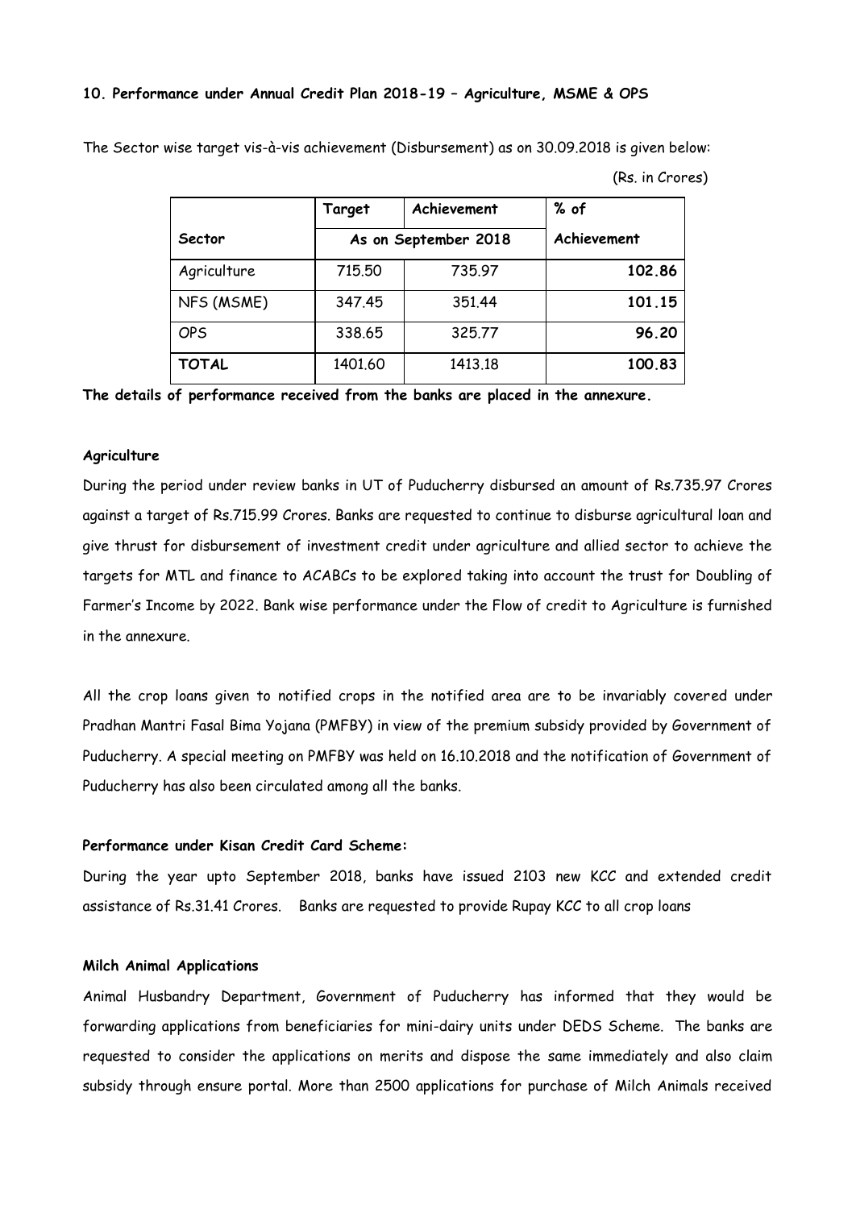**10. Performance under Annual Credit Plan 2018-19 – Agriculture, MSME & OPS**

The Sector wise target vis-à-vis achievement (Disbursement) as on 30.09.2018 is given below:

(Rs. in Crores)

| | Target | Achievement | % of |
|---|---|---|---|
| Sector | As on September 2018 | | Achievement |
| Agriculture | 715.50 | 735.97 | **102.86** |
| NFS (MSME) | 347.45 | 351.44 | **101.15** |
| OPS | 338.65 | 325.77 | **96.20** |
| **TOTAL** | 1401.60 | 1413.18 | **100.83** |

**The details of performance received from the banks are placed in the annexure.**

**Agriculture**

During the period under review banks in UT of Puducherry disbursed an amount of Rs.735.97 Crores against a target of Rs.715.99 Crores. Banks are requested to continue to disburse agricultural loan and give thrust for disbursement of investment credit under agriculture and allied sector to achieve the targets for MTL and finance to ACABCs to be explored taking into account the trust for Doubling of Farmer's Income by 2022. Bank wise performance under the Flow of credit to Agriculture is furnished in the annexure.

All the crop loans given to notified crops in the notified area are to be invariably covered under Pradhan Mantri Fasal Bima Yojana (PMFBY) in view of the premium subsidy provided by Government of Puducherry. A special meeting on PMFBY was held on 16.10.2018 and the notification of Government of Puducherry has also been circulated among all the banks.

**Performance under Kisan Credit Card Scheme:**

During the year upto September 2018, banks have issued 2103 new KCC and extended credit assistance of Rs.31.41 Crores. Banks are requested to provide Rupay KCC to all crop loans

**Milch Animal Applications**

Animal Husbandry Department, Government of Puducherry has informed that they would be forwarding applications from beneficiaries for mini-dairy units under DEDS Scheme. The banks are requested to consider the applications on merits and dispose the same immediately and also claim subsidy through ensure portal. More than 2500 applications for purchase of Milch Animals received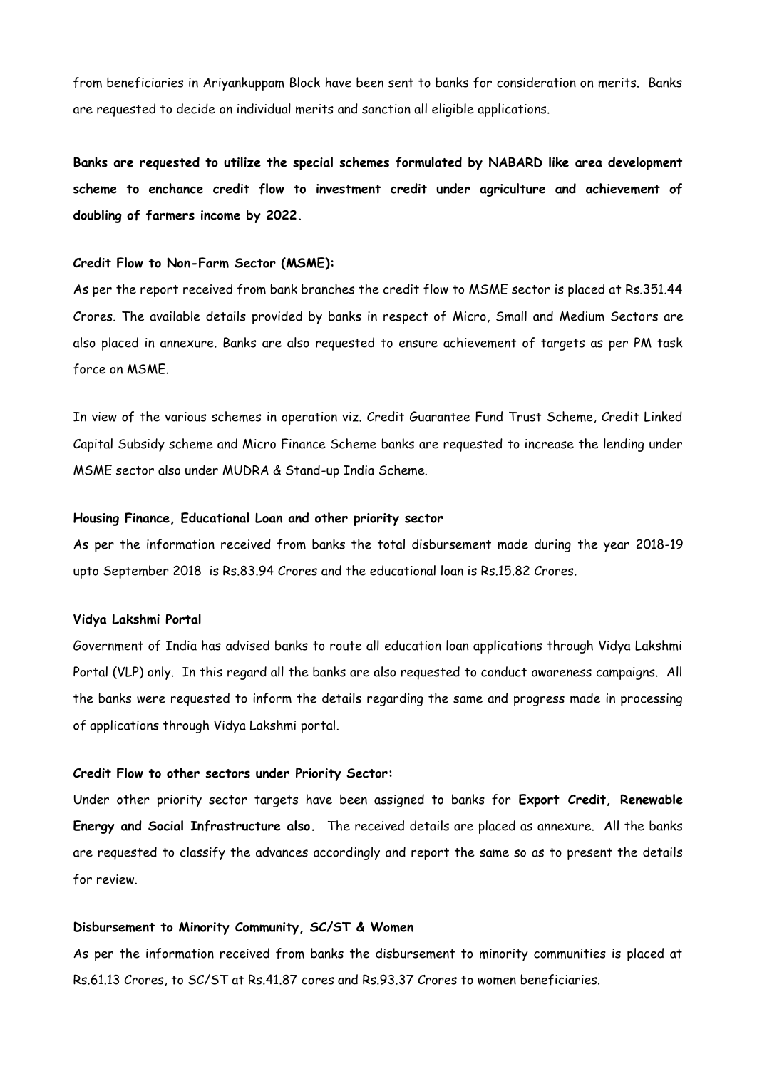from beneficiaries in Ariyankuppam Block have been sent to banks for consideration on merits. Banks are requested to decide on individual merits and sanction all eligible applications.

**Banks are requested to utilize the special schemes formulated by NABARD like area development scheme to enchance credit flow to investment credit under agriculture and achievement of doubling of farmers income by 2022.**

**Credit Flow to Non-Farm Sector (MSME):**

As per the report received from bank branches the credit flow to MSME sector is placed at Rs.351.44 Crores. The available details provided by banks in respect of Micro, Small and Medium Sectors are also placed in annexure. Banks are also requested to ensure achievement of targets as per PM task force on MSME.

In view of the various schemes in operation viz. Credit Guarantee Fund Trust Scheme, Credit Linked Capital Subsidy scheme and Micro Finance Scheme banks are requested to increase the lending under MSME sector also under MUDRA & Stand-up India Scheme.

**Housing Finance, Educational Loan and other priority sector**

As per the information received from banks the total disbursement made during the year 2018-19 upto September 2018 is Rs.83.94 Crores and the educational loan is Rs.15.82 Crores.

**Vidya Lakshmi Portal**

Government of India has advised banks to route all education loan applications through Vidya Lakshmi Portal (VLP) only. In this regard all the banks are also requested to conduct awareness campaigns. All the banks were requested to inform the details regarding the same and progress made in processing of applications through Vidya Lakshmi portal.

**Credit Flow to other sectors under Priority Sector:**

Under other priority sector targets have been assigned to banks for **Export Credit, Renewable Energy and Social Infrastructure also.** The received details are placed as annexure. All the banks are requested to classify the advances accordingly and report the same so as to present the details for review.

**Disbursement to Minority Community, SC/ST & Women**

As per the information received from banks the disbursement to minority communities is placed at Rs.61.13 Crores, to SC/ST at Rs.41.87 cores and Rs.93.37 Crores to women beneficiaries.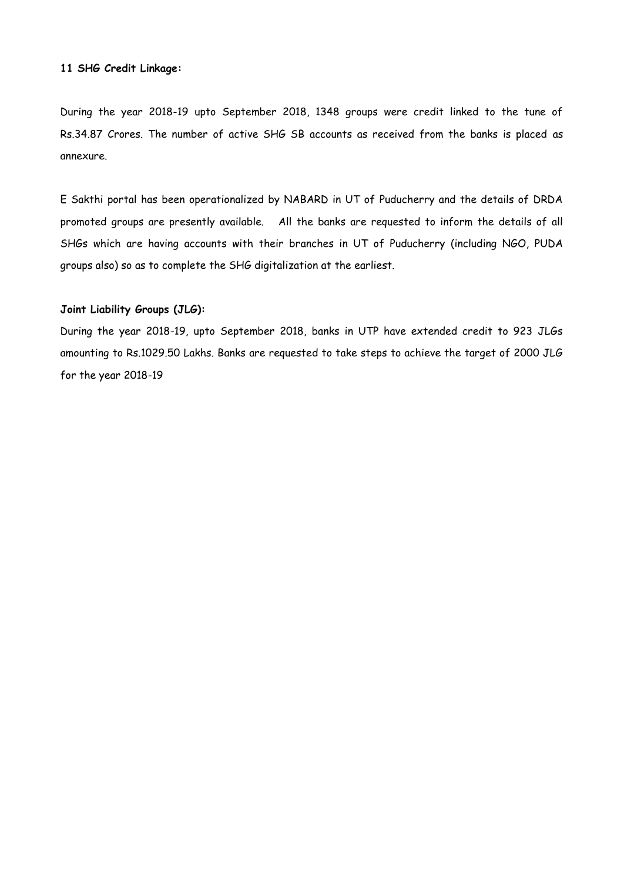**11 SHG Credit Linkage:**

During the year 2018-19 upto September 2018, 1348 groups were credit linked to the tune of Rs.34.87 Crores. The number of active SHG SB accounts as received from the banks is placed as annexure.

E Sakthi portal has been operationalized by NABARD in UT of Puducherry and the details of DRDA promoted groups are presently available. All the banks are requested to inform the details of all SHGs which are having accounts with their branches in UT of Puducherry (including NGO, PUDA groups also) so as to complete the SHG digitalization at the earliest.

**Joint Liability Groups (JLG):**

During the year 2018-19, upto September 2018, banks in UTP have extended credit to 923 JLGs amounting to Rs.1029.50 Lakhs. Banks are requested to take steps to achieve the target of 2000 JLG for the year 2018-19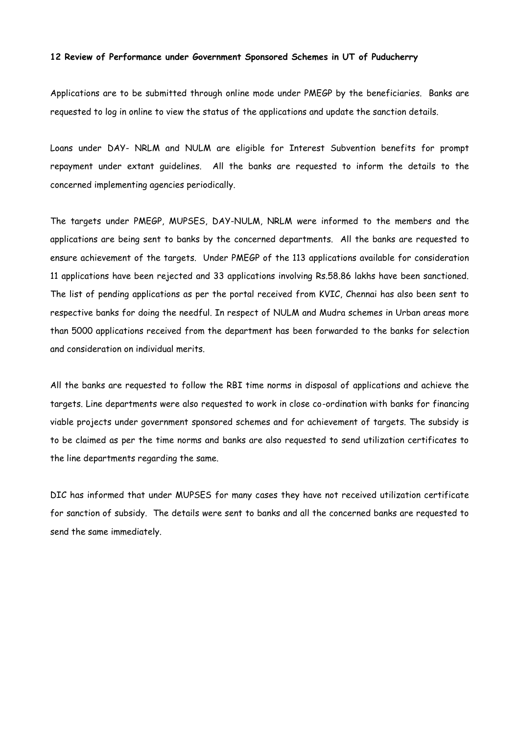**12 Review of Performance under Government Sponsored Schemes in UT of Puducherry**

Applications are to be submitted through online mode under PMEGP by the beneficiaries. Banks are requested to log in online to view the status of the applications and update the sanction details.

Loans under DAY- NRLM and NULM are eligible for Interest Subvention benefits for prompt repayment under extant guidelines. All the banks are requested to inform the details to the concerned implementing agencies periodically.

The targets under PMEGP, MUPSES, DAY-NULM, NRLM were informed to the members and the applications are being sent to banks by the concerned departments. All the banks are requested to ensure achievement of the targets. Under PMEGP of the 113 applications available for consideration 11 applications have been rejected and 33 applications involving Rs.58.86 lakhs have been sanctioned. The list of pending applications as per the portal received from KVIC, Chennai has also been sent to respective banks for doing the needful. In respect of NULM and Mudra schemes in Urban areas more than 5000 applications received from the department has been forwarded to the banks for selection and consideration on individual merits.

All the banks are requested to follow the RBI time norms in disposal of applications and achieve the targets. Line departments were also requested to work in close co-ordination with banks for financing viable projects under government sponsored schemes and for achievement of targets. The subsidy is to be claimed as per the time norms and banks are also requested to send utilization certificates to the line departments regarding the same.

DIC has informed that under MUPSES for many cases they have not received utilization certificate for sanction of subsidy. The details were sent to banks and all the concerned banks are requested to send the same immediately.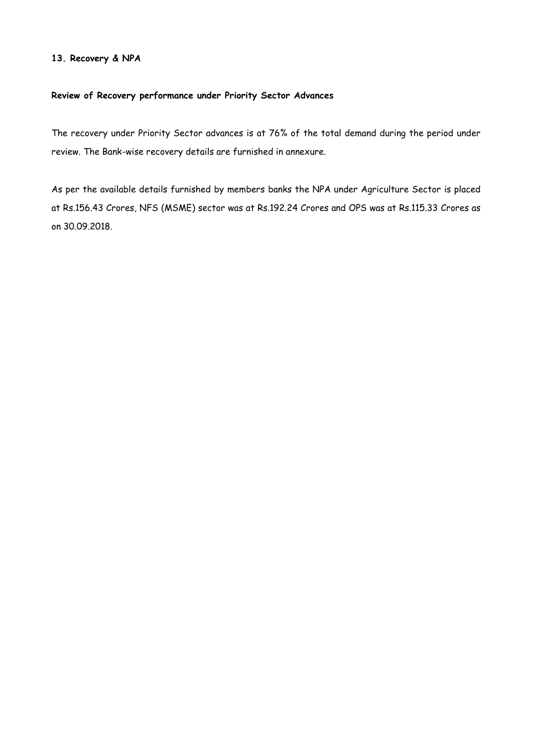## 13. Recovery & NPA

### Review of Recovery performance under Priority Sector Advances

The recovery under Priority Sector advances is at 76% of the total demand during the period under review. The Bank-wise recovery details are furnished in annexure.

As per the available details furnished by members banks the NPA under Agriculture Sector is placed at Rs.156.43 Crores, NFS (MSME) sector was at Rs.192.24 Crores and OPS was at Rs.115.33 Crores as on 30.09.2018.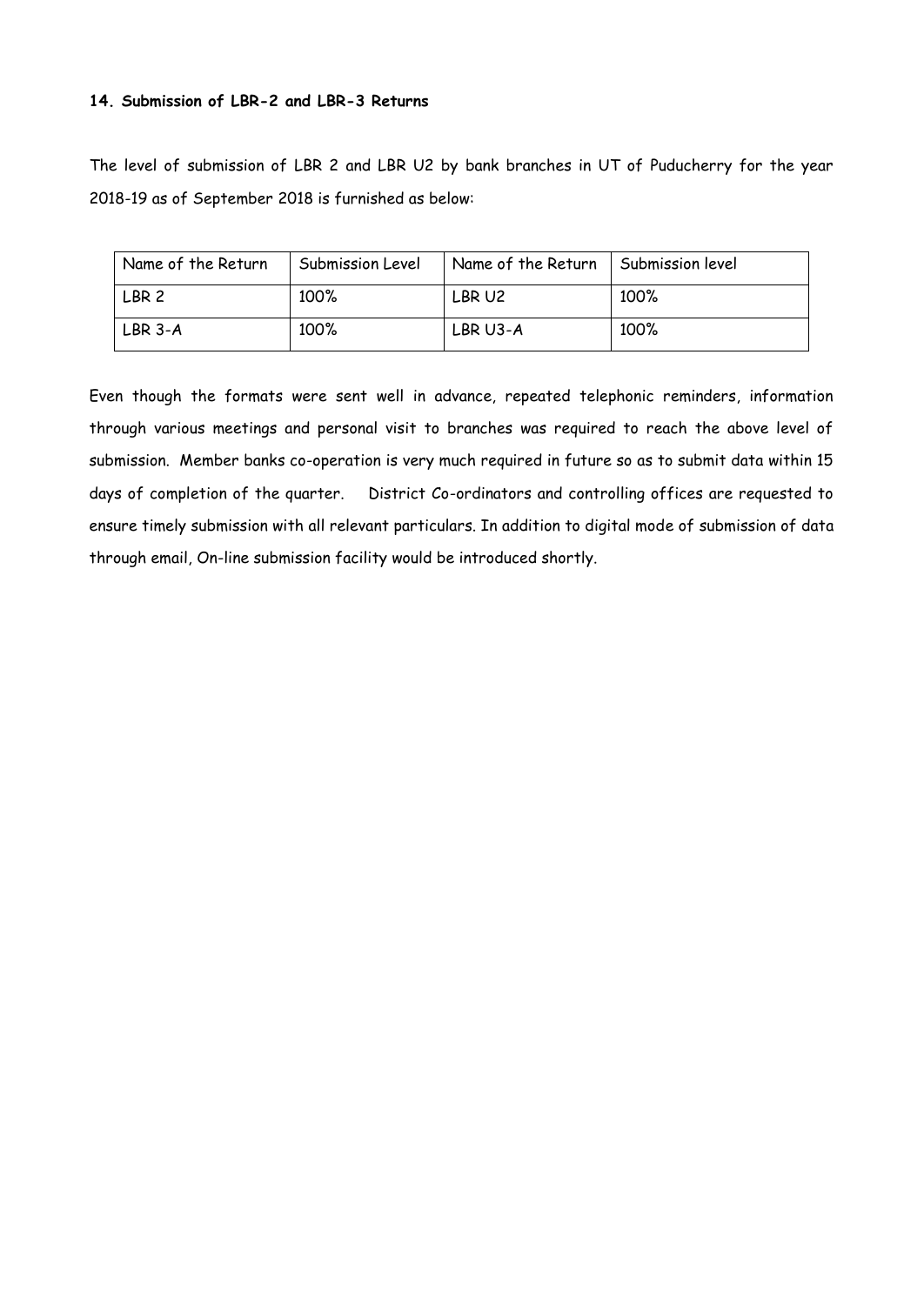**14. Submission of LBR-2 and LBR-3 Returns**

The level of submission of LBR 2 and LBR U2 by bank branches in UT of Puducherry for the year 2018-19 as of September 2018 is furnished as below:

| Name of the Return | Submission Level | Name of the Return | Submission level |
|---|---|---|---|
| LBR 2 | 100% | LBR U2 | 100% |
| LBR 3-A | 100% | LBR U3-A | 100% |

Even though the formats were sent well in advance, repeated telephonic reminders, information through various meetings and personal visit to branches was required to reach the above level of submission. Member banks co-operation is very much required in future so as to submit data within 15 days of completion of the quarter. District Co-ordinators and controlling offices are requested to ensure timely submission with all relevant particulars. In addition to digital mode of submission of data through email, On-line submission facility would be introduced shortly.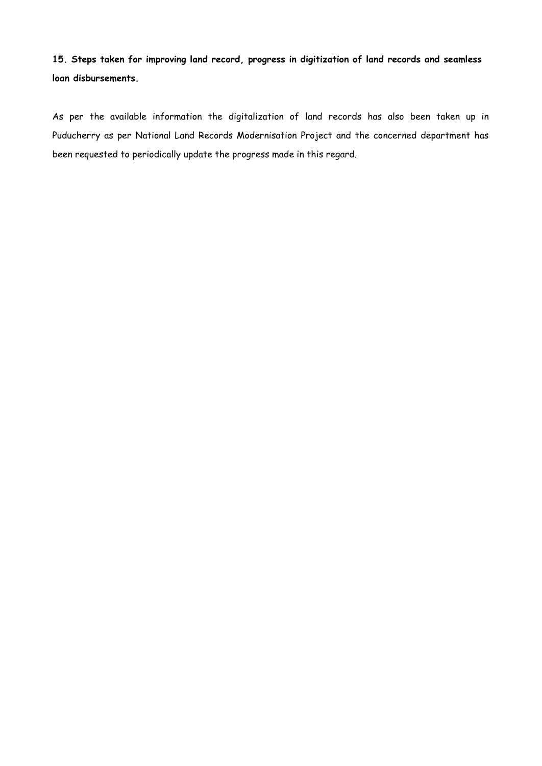**15. Steps taken for improving land record, progress in digitization of land records and seamless loan disbursements.**

As per the available information the digitalization of land records has also been taken up in Puducherry as per National Land Records Modernisation Project and the concerned department has been requested to periodically update the progress made in this regard.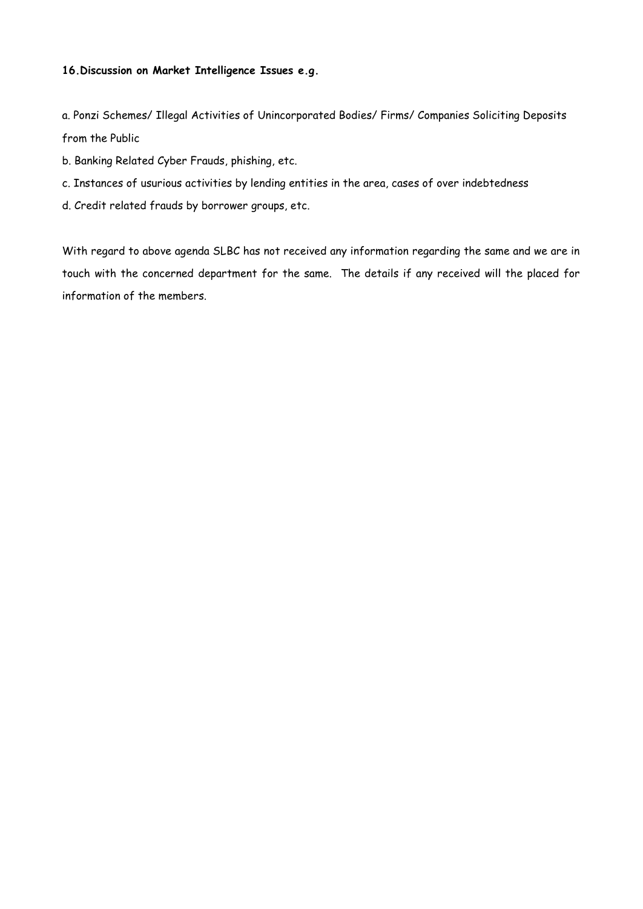**16. Discussion on Market Intelligence Issues e.g.**

a. Ponzi Schemes/ Illegal Activities of Unincorporated Bodies/ Firms/ Companies Soliciting Deposits from the Public

b. Banking Related Cyber Frauds, phishing, etc.

c. Instances of usurious activities by lending entities in the area, cases of over indebtedness

d. Credit related frauds by borrower groups, etc.

With regard to above agenda SLBC has not received any information regarding the same and we are in touch with the concerned department for the same. The details if any received will the placed for information of the members.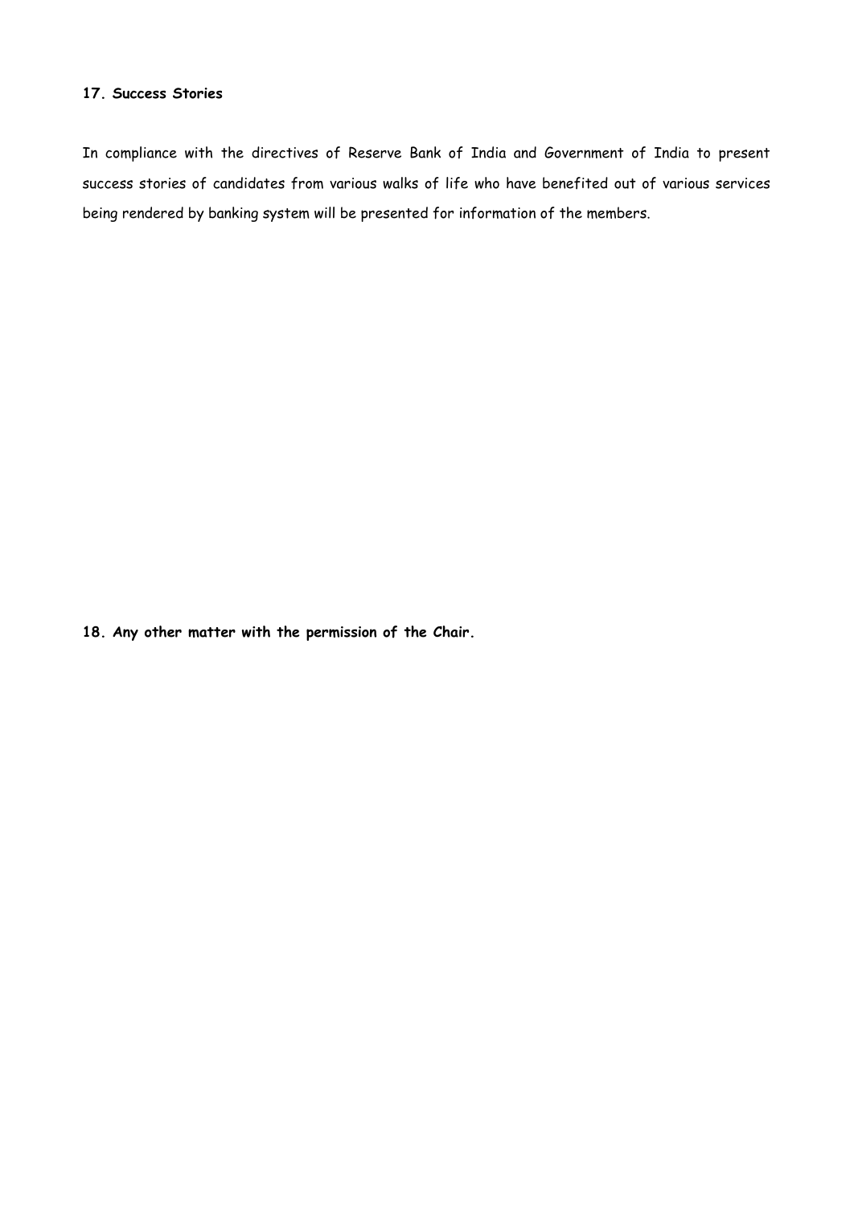**17. Success Stories**

In compliance with the directives of Reserve Bank of India and Government of India to present success stories of candidates from various walks of life who have benefited out of various services being rendered by banking system will be presented for information of the members.

**18. Any other matter with the permission of the Chair.**